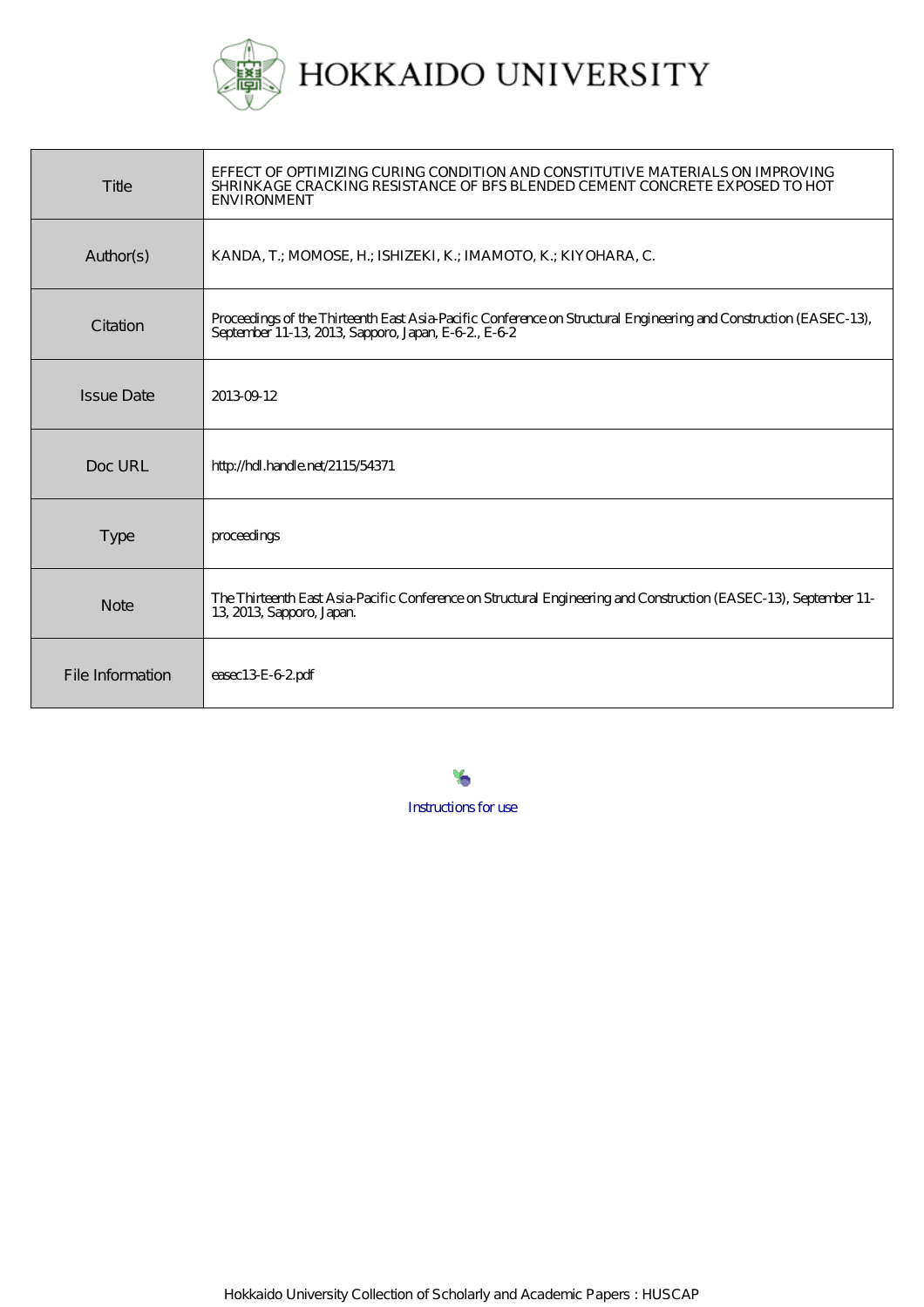# HOKKAIDO UNIVERSITY

| | |
|---|---|
| Title | EFFECT OF OPTIMIZING CURING CONDITION AND CONSTITUTIVE MATERIALS ON IMPROVING SHRINKAGE CRACKING RESISTANCE OF BFS BLENDED CEMENT CONCRETE EXPOSED TO HOT ENVIRONMENT |
| Author(s) | KANDA, T.; MOMOSE, H.; ISHIZEKI, K.; IMAMOTO, K.; KIYOHARA, C. |
| Citation | Proceedings of the Thirteenth East Asia-Pacific Conference on Structural Engineering and Construction (EASEC-13), September 11-13, 2013, Sapporo, Japan, E-6-2., E-6-2 |
| Issue Date | 2013-09-12 |
| Doc URL | http://hdl.handle.net/2115/54371 |
| Type | proceedings |
| Note | The Thirteenth East Asia-Pacific Conference on Structural Engineering and Construction (EASEC-13), September 11-13, 2013, Sapporo, Japan. |
| File Information | easec13-E-6-2.pdf |

Instructions for use

Hokkaido University Collection of Scholarly and Academic Papers : HUSCAP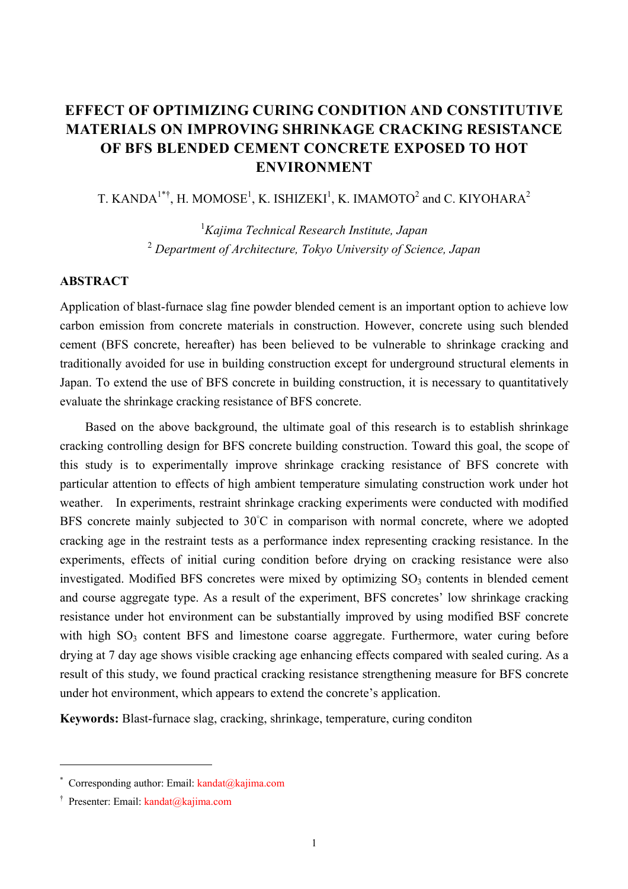# EFFECT OF OPTIMIZING CURING CONDITION AND CONSTITUTIVE MATERIALS ON IMPROVING SHRINKAGE CRACKING RESISTANCE OF BFS BLENDED CEMENT CONCRETE EXPOSED TO HOT ENVIRONMENT

T. KANDA[1*†], H. MOMOSE[1], K. ISHIZEKI[1], K. IMAMOTO[2] and C. KIYOHARA[2]

[1]*Kajima Technical Research Institute, Japan*

[2] *Department of Architecture, Tokyo University of Science, Japan*

## ABSTRACT

Application of blast-furnace slag fine powder blended cement is an important option to achieve low carbon emission from concrete materials in construction. However, concrete using such blended cement (BFS concrete, hereafter) has been believed to be vulnerable to shrinkage cracking and traditionally avoided for use in building construction except for underground structural elements in Japan. To extend the use of BFS concrete in building construction, it is necessary to quantitatively evaluate the shrinkage cracking resistance of BFS concrete.

Based on the above background, the ultimate goal of this research is to establish shrinkage cracking controlling design for BFS concrete building construction. Toward this goal, the scope of this study is to experimentally improve shrinkage cracking resistance of BFS concrete with particular attention to effects of high ambient temperature simulating construction work under hot weather. In experiments, restraint shrinkage cracking experiments were conducted with modified BFS concrete mainly subjected to 30°C in comparison with normal concrete, where we adopted cracking age in the restraint tests as a performance index representing cracking resistance. In the experiments, effects of initial curing condition before drying on cracking resistance were also investigated. Modified BFS concretes were mixed by optimizing $SO_3$ contents in blended cement and course aggregate type. As a result of the experiment, BFS concretes' low shrinkage cracking resistance under hot environment can be substantially improved by using modified BSF concrete with high $SO_3$ content BFS and limestone coarse aggregate. Furthermore, water curing before drying at 7 day age shows visible cracking age enhancing effects compared with sealed curing. As a result of this study, we found practical cracking resistance strengthening measure for BFS concrete under hot environment, which appears to extend the concrete's application.

**Keywords:** Blast-furnace slag, cracking, shrinkage, temperature, curing conditon

---

[*] Corresponding author: Email: kandat@kajima.com

[†] Presenter: Email: kandat@kajima.com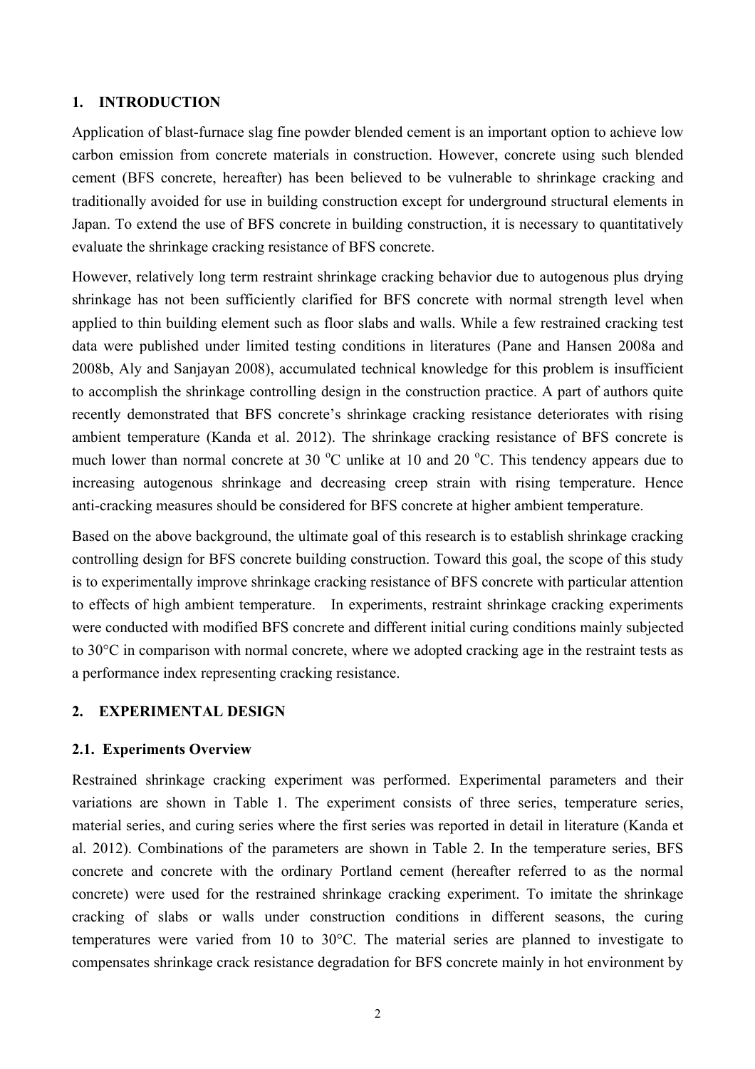## 1. INTRODUCTION

Application of blast-furnace slag fine powder blended cement is an important option to achieve low carbon emission from concrete materials in construction. However, concrete using such blended cement (BFS concrete, hereafter) has been believed to be vulnerable to shrinkage cracking and traditionally avoided for use in building construction except for underground structural elements in Japan. To extend the use of BFS concrete in building construction, it is necessary to quantitatively evaluate the shrinkage cracking resistance of BFS concrete.

However, relatively long term restraint shrinkage cracking behavior due to autogenous plus drying shrinkage has not been sufficiently clarified for BFS concrete with normal strength level when applied to thin building element such as floor slabs and walls. While a few restrained cracking test data were published under limited testing conditions in literatures (Pane and Hansen 2008a and 2008b, Aly and Sanjayan 2008), accumulated technical knowledge for this problem is insufficient to accomplish the shrinkage controlling design in the construction practice. A part of authors quite recently demonstrated that BFS concrete's shrinkage cracking resistance deteriorates with rising ambient temperature (Kanda et al. 2012). The shrinkage cracking resistance of BFS concrete is much lower than normal concrete at 30 °C unlike at 10 and 20 °C. This tendency appears due to increasing autogenous shrinkage and decreasing creep strain with rising temperature. Hence anti-cracking measures should be considered for BFS concrete at higher ambient temperature.

Based on the above background, the ultimate goal of this research is to establish shrinkage cracking controlling design for BFS concrete building construction. Toward this goal, the scope of this study is to experimentally improve shrinkage cracking resistance of BFS concrete with particular attention to effects of high ambient temperature. In experiments, restraint shrinkage cracking experiments were conducted with modified BFS concrete and different initial curing conditions mainly subjected to 30°C in comparison with normal concrete, where we adopted cracking age in the restraint tests as a performance index representing cracking resistance.

## 2. EXPERIMENTAL DESIGN

### 2.1. Experiments Overview

Restrained shrinkage cracking experiment was performed. Experimental parameters and their variations are shown in Table 1. The experiment consists of three series, temperature series, material series, and curing series where the first series was reported in detail in literature (Kanda et al. 2012). Combinations of the parameters are shown in Table 2. In the temperature series, BFS concrete and concrete with the ordinary Portland cement (hereafter referred to as the normal concrete) were used for the restrained shrinkage cracking experiment. To imitate the shrinkage cracking of slabs or walls under construction conditions in different seasons, the curing temperatures were varied from 10 to 30°C. The material series are planned to investigate to compensates shrinkage crack resistance degradation for BFS concrete mainly in hot environment by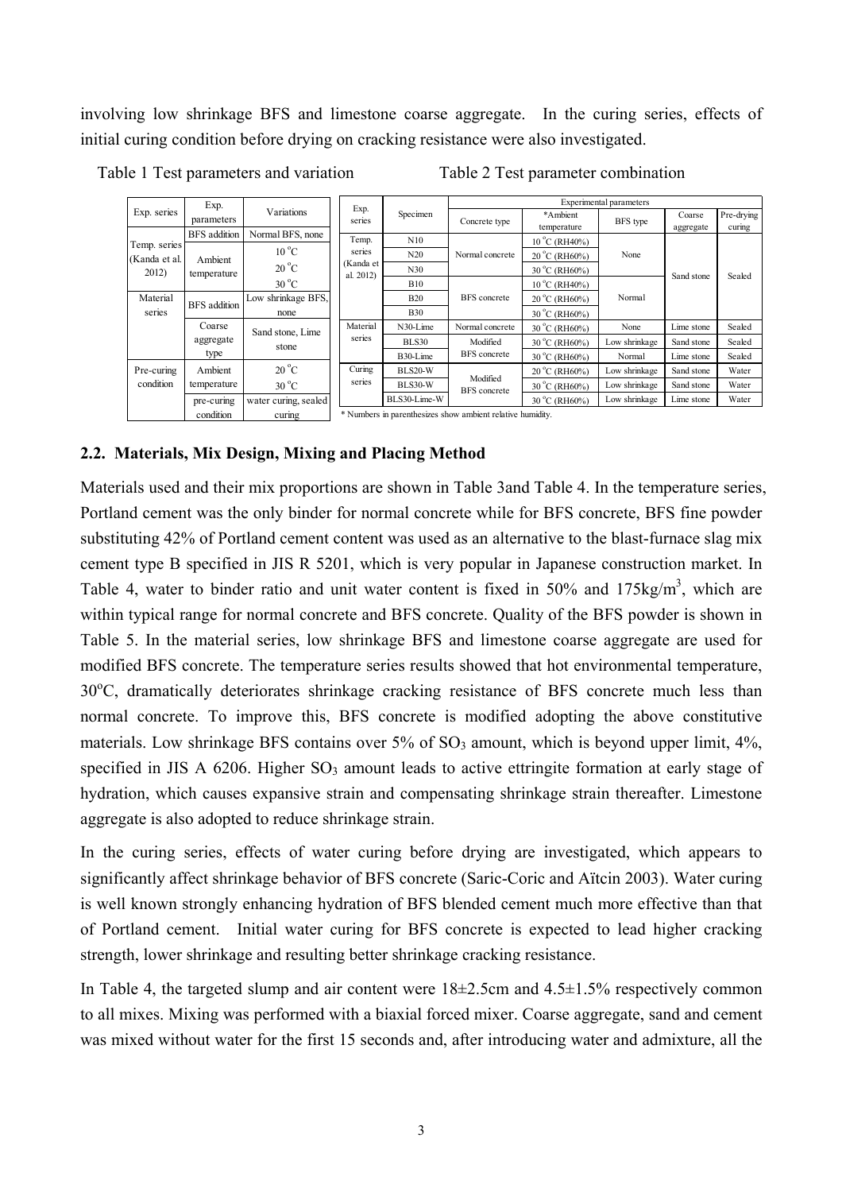involving low shrinkage BFS and limestone coarse aggregate. In the curing series, effects of initial curing condition before drying on cracking resistance were also investigated.

Table 1 Test parameters and variation

| Exp. series | Exp. parameters | Variations |
|---|---|---|
| Temp. series (Kanda et al. 2012) | BFS addition | Normal BFS, none |
| | Ambient temperature | 10 °C<br>20 °C<br>30 °C |
| Material series | BFS addition | Low shrinkage BFS, none |
| | Coarse aggregate type | Sand stone, Lime stone |
| Pre-curing condition | Ambient temperature | 20 °C<br>30 °C |
| | pre-curing condition | water curing, sealed curing |

Table 2 Test parameter combination

| Exp. series | Specimen | Experimental parameters | | | | |
|---|---|---|---|---|---|---|
| | | Concrete type | *Ambient temperature | BFS type | Coarse aggregate | Pre-drying curing |
| Temp. series (Kanda et al. 2012) | N10 | Normal concrete | 10 °C (RH40%) | None | Sand stone | Sealed |
| | N20 | | 20 °C (RH60%) | | | |
| | N30 | | 30 °C (RH60%) | | | |
| | B10 | BFS concrete | 10 °C (RH40%) | Normal | | |
| | B20 | | 20 °C (RH60%) | | | |
| | B30 | | 30 °C (RH60%) | | | |
| Material series | N30-Lime | Normal concrete | 30 °C (RH60%) | None | Lime stone | Sealed |
| | BLS30 | Modified BFS concrete | 30 °C (RH60%) | Low shrinkage | Sand stone | Sealed |
| | B30-Lime | | 30 °C (RH60%) | Normal | Lime stone | Sealed |
| Curing series | BLS20-W | Modified BFS concrete | 20 °C (RH60%) | Low shrinkage | Sand stone | Water |
| | BLS30-W | | 30 °C (RH60%) | Low shrinkage | Sand stone | Water |
| | BLS30-Lime-W | | 30 °C (RH60%) | Low shrinkage | Lime stone | Water |

\* Numbers in parenthesizes show ambient relative humidity.

## 2.2. Materials, Mix Design, Mixing and Placing Method

Materials used and their mix proportions are shown in Table 3and Table 4. In the temperature series, Portland cement was the only binder for normal concrete while for BFS concrete, BFS fine powder substituting 42% of Portland cement content was used as an alternative to the blast-furnace slag mix cement type B specified in JIS R 5201, which is very popular in Japanese construction market. In Table 4, water to binder ratio and unit water content is fixed in 50% and 175kg/m$^3$, which are within typical range for normal concrete and BFS concrete. Quality of the BFS powder is shown in Table 5. In the material series, low shrinkage BFS and limestone coarse aggregate are used for modified BFS concrete. The temperature series results showed that hot environmental temperature, 30$^o$C, dramatically deteriorates shrinkage cracking resistance of BFS concrete much less than normal concrete. To improve this, BFS concrete is modified adopting the above constitutive materials. Low shrinkage BFS contains over 5% of $SO_3$ amount, which is beyond upper limit, 4%, specified in JIS A 6206. Higher $SO_3$ amount leads to active ettringite formation at early stage of hydration, which causes expansive strain and compensating shrinkage strain thereafter. Limestone aggregate is also adopted to reduce shrinkage strain.

In the curing series, effects of water curing before drying are investigated, which appears to significantly affect shrinkage behavior of BFS concrete (Saric-Coric and Aïtcin 2003). Water curing is well known strongly enhancing hydration of BFS blended cement much more effective than that of Portland cement. Initial water curing for BFS concrete is expected to lead higher cracking strength, lower shrinkage and resulting better shrinkage cracking resistance.

In Table 4, the targeted slump and air content were 18±2.5cm and 4.5±1.5% respectively common to all mixes. Mixing was performed with a biaxial forced mixer. Coarse aggregate, sand and cement was mixed without water for the first 15 seconds and, after introducing water and admixture, all the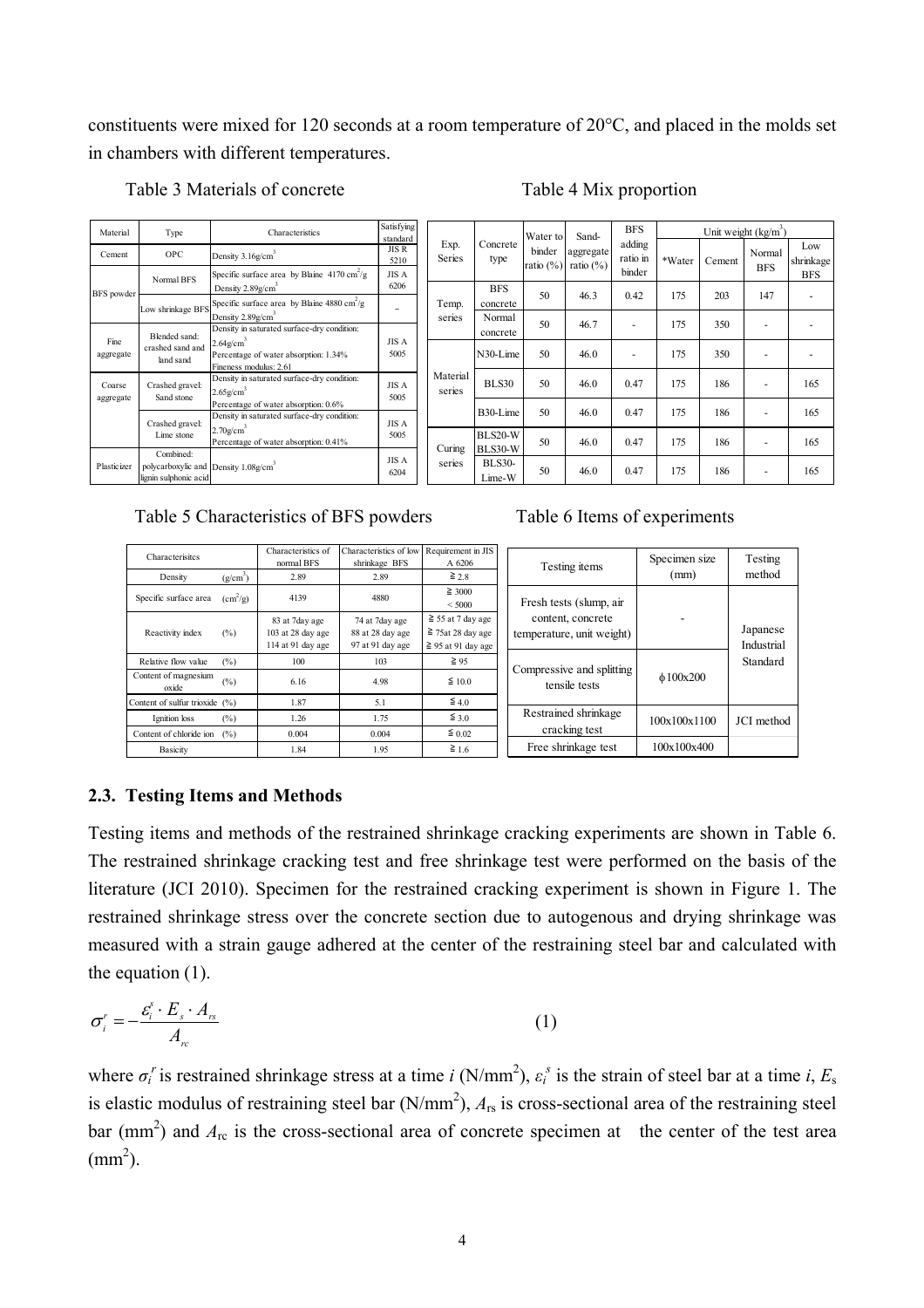constituents were mixed for 120 seconds at a room temperature of 20°C, and placed in the molds set in chambers with different temperatures.

Table 3 Materials of concrete

| Material | Type | Characteristics | Satisfying standard |
|---|---|---|---|
| Cement | OPC | Density 3.16g/cm$^3$ | JIS R 5210 |
| BFS powder | Normal BFS | Specific surface area by Blaine 4170 cm$^2$/g Density 2.89g/cm$^3$ | JIS A 6206 |
| | Low shrinkage BFS | Specific surface area by Blaine 4880 cm$^2$/g Density 2.89g/cm$^3$ | – |
| Fine aggregate | Blended sand: crashed sand and land sand | Density in saturated surface-dry condition: 2.64g/cm$^3$ Percentage of water absorption: 1.34% Fineness modulus: 2.61 | JIS A 5005 |
| Coarse aggregate | Crashed gravel: Sand stone | Density in saturated surface-dry condition: 2.65g/cm$^3$ Percentage of water absorption: 0.6% | JIS A 5005 |
| | Crashed gravel: Lime stone | Density in saturated surface-dry condition: 2.70g/cm$^3$ Percentage of water absorption: 0.41% | JIS A 5005 |
| Plasticizer | Combined: polycarboxylic and lignin sulphonic acid | Density 1.08g/cm$^3$ | JIS A 6204 |

Table 4 Mix proportion

| Exp. Series | Concrete type | Water to binder ratio (%) | Sand-aggregate ratio (%) | BFS adding ratio in binder | Unit weight (kg/m$^3$) | | | |
|---|---|---|---|---|---|---|---|---|
| | | | | | *Water | Cement | Normal BFS | Low shrinkage BFS |
| Temp. series | BFS concrete | 50 | 46.3 | 0.42 | 175 | 203 | 147 | - |
| | Normal concrete | 50 | 46.7 | - | 175 | 350 | - | - |
| Material series | N30-Lime | 50 | 46.0 | - | 175 | 350 | - | - |
| | BLS30 | 50 | 46.0 | 0.47 | 175 | 186 | - | 165 |
| | B30-Lime | 50 | 46.0 | 0.47 | 175 | 186 | - | 165 |
| Curing series | BLS20-W BLS30-W | 50 | 46.0 | 0.47 | 175 | 186 | - | 165 |
| | BLS30-Lime-W | 50 | 46.0 | 0.47 | 175 | 186 | - | 165 |

Table 5 Characteristics of BFS powders

| Characterisitcs | | Characteristics of normal BFS | Characteristics of low shrinkage BFS | Requirement in JIS A 6206 |
|---|---|---|---|---|
| Density | (g/cm$^3$) | 2.89 | 2.89 | ≧ 2.8 |
| Specific surface area | (cm$^2$/g) | 4139 | 4880 | ≧ 3000 < 5000 |
| Reactivity index | (%) | 83 at 7day age 103 at 28 day age 114 at 91 day age | 74 at 7day age 88 at 28 day age 97 at 91 day age | ≧ 55 at 7 day age ≧ 75at 28 day age ≧ 95 at 91 day age |
| Relative flow value | (%) | 100 | 103 | ≧ 95 |
| Content of magnesium oxide | (%) | 6.16 | 4.98 | ≦ 10.0 |
| Content of sulfur trioxide | (%) | 1.87 | 5.1 | ≦ 4.0 |
| Ignition loss | (%) | 1.26 | 1.75 | ≦ 3.0 |
| Content of chloride ion | (%) | 0.004 | 0.004 | ≦ 0.02 |
| Basicity | | 1.84 | 1.95 | ≧ 1.6 |

Table 6 Items of experiments

| Testing items | Specimen size (mm) | Testing method |
|---|---|---|
| Fresh tests (slump, air content, concrete temperature, unit weight) | - | Japanese Industrial Standard |
| Compressive and splitting tensile tests | ϕ100x200 | |
| Restrained shrinkage cracking test | 100x100x1100 | JCI method |
| Free shrinkage test | 100x100x400 | |

## 2.3. Testing Items and Methods

Testing items and methods of the restrained shrinkage cracking experiments are shown in Table 6. The restrained shrinkage cracking test and free shrinkage test were performed on the basis of the literature (JCI 2010). Specimen for the restrained cracking experiment is shown in Figure 1. The restrained shrinkage stress over the concrete section due to autogenous and drying shrinkage was measured with a strain gauge adhered at the center of the restraining steel bar and calculated with the equation (1).

$$\sigma_i^r = -\frac{\varepsilon_i^s \cdot E_s \cdot A_{rs}}{A_{rc}} \quad (1)$$

where $\sigma_i^r$ is restrained shrinkage stress at a time $i$ (N/mm$^2$), $\varepsilon_i^s$ is the strain of steel bar at a time $i$, $E_s$ is elastic modulus of restraining steel bar (N/mm$^2$), $A_{rs}$ is cross-sectional area of the restraining steel bar (mm$^2$) and $A_{rc}$ is the cross-sectional area of concrete specimen at the center of the test area (mm$^2$).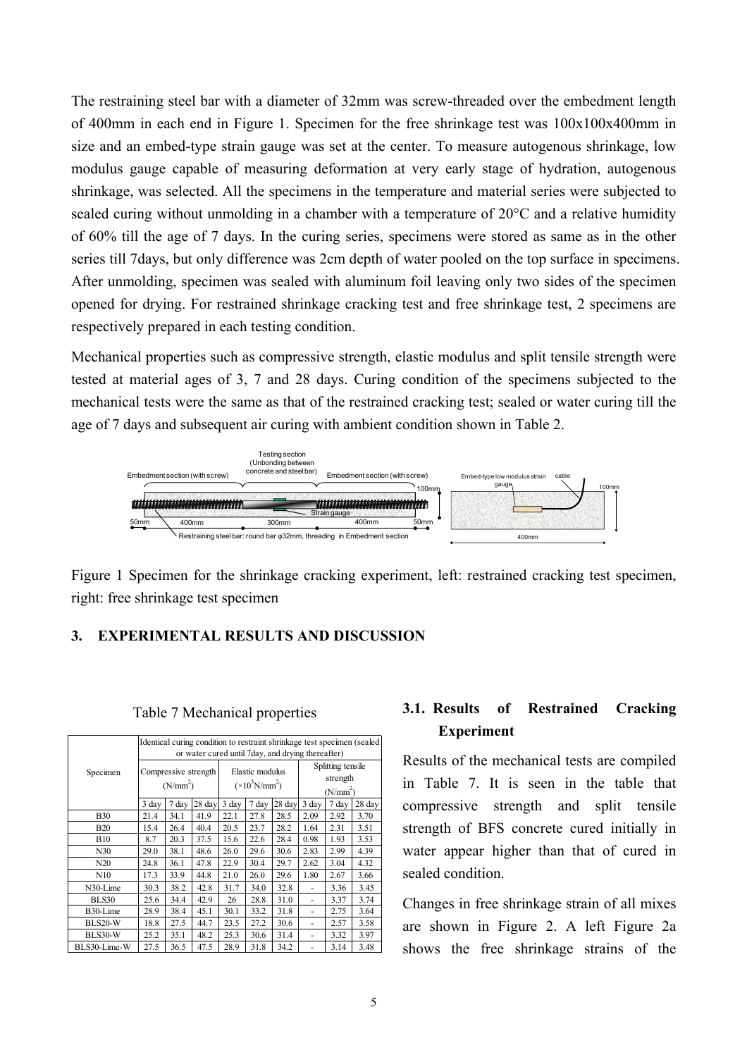The restraining steel bar with a diameter of 32mm was screw-threaded over the embedment length of 400mm in each end in Figure 1. Specimen for the free shrinkage test was 100x100x400mm in size and an embed-type strain gauge was set at the center. To measure autogenous shrinkage, low modulus gauge capable of measuring deformation at very early stage of hydration, autogenous shrinkage, was selected. All the specimens in the temperature and material series were subjected to sealed curing without unmolding in a chamber with a temperature of 20°C and a relative humidity of 60% till the age of 7 days. In the curing series, specimens were stored as same as in the other series till 7days, but only difference was 2cm depth of water pooled on the top surface in specimens. After unmolding, specimen was sealed with aluminum foil leaving only two sides of the specimen opened for drying. For restrained shrinkage cracking test and free shrinkage test, 2 specimens are respectively prepared in each testing condition.

Mechanical properties such as compressive strength, elastic modulus and split tensile strength were tested at material ages of 3, 7 and 28 days. Curing condition of the specimens subjected to the mechanical tests were the same as that of the restrained cracking test; sealed or water curing till the age of 7 days and subsequent air curing with ambient condition shown in Table 2.

Figure 1 Specimen for the shrinkage cracking experiment, left: restrained cracking test specimen, right: free shrinkage test specimen

## 3. EXPERIMENTAL RESULTS AND DISCUSSION

Table 7 Mechanical properties

| Specimen | Identical curing condition to restraint shrinkage test specimen (sealed or water cured until 7day, and drying thereafter) | | | | | | | | |
|---|---|---|---|---|---|---|---|---|---|
| | Compressive strength (N/mm$^2$) | | | Elastic modulus ($\times 10^3$N/mm$^2$) | | | Splitting tensile strength (N/mm$^2$) | | |
| | 3 day | 7 day | 28 day | 3 day | 7 day | 28 day | 3 day | 7 day | 28 day |
| B30 | 21.4 | 34.1 | 41.9 | 22.1 | 27.8 | 28.5 | 2.09 | 2.92 | 3.70 |
| B20 | 15.4 | 26.4 | 40.4 | 20.5 | 23.7 | 28.2 | 1.64 | 2.31 | 3.51 |
| B10 | 8.7 | 20.3 | 37.5 | 15.6 | 22.6 | 28.4 | 0.98 | 1.93 | 3.53 |
| N30 | 29.0 | 38.1 | 48.6 | 26.0 | 29.6 | 30.6 | 2.83 | 2.99 | 4.39 |
| N20 | 24.8 | 36.1 | 47.8 | 22.9 | 30.4 | 29.7 | 2.62 | 3.04 | 4.32 |
| N10 | 17.3 | 33.9 | 44.8 | 21.0 | 26.0 | 29.6 | 1.80 | 2.67 | 3.66 |
| N30-Lime | 30.3 | 38.2 | 42.8 | 31.7 | 34.0 | 32.8 | - | 3.36 | 3.45 |
| BLS30 | 25.6 | 34.4 | 42.9 | 26 | 28.8 | 31.0 | - | 3.37 | 3.74 |
| B30-Lime | 28.9 | 38.4 | 45.1 | 30.1 | 33.2 | 31.8 | - | 2.75 | 3.64 |
| BLS20-W | 18.8 | 27.5 | 44.7 | 23.5 | 27.2 | 30.6 | - | 2.57 | 3.58 |
| BLS30-W | 25.2 | 35.1 | 48.2 | 25.3 | 30.6 | 31.4 | - | 3.32 | 3.97 |
| BLS30-Lime-W | 27.5 | 36.5 | 47.5 | 28.9 | 31.8 | 34.2 | - | 3.14 | 3.48 |

### 3.1. Results of Restrained Cracking Experiment

Results of the mechanical tests are compiled in Table 7. It is seen in the table that compressive strength and split tensile strength of BFS concrete cured initially in water appear higher than that of cured in sealed condition.

Changes in free shrinkage strain of all mixes are shown in Figure 2. A left Figure 2a shows the free shrinkage strains of the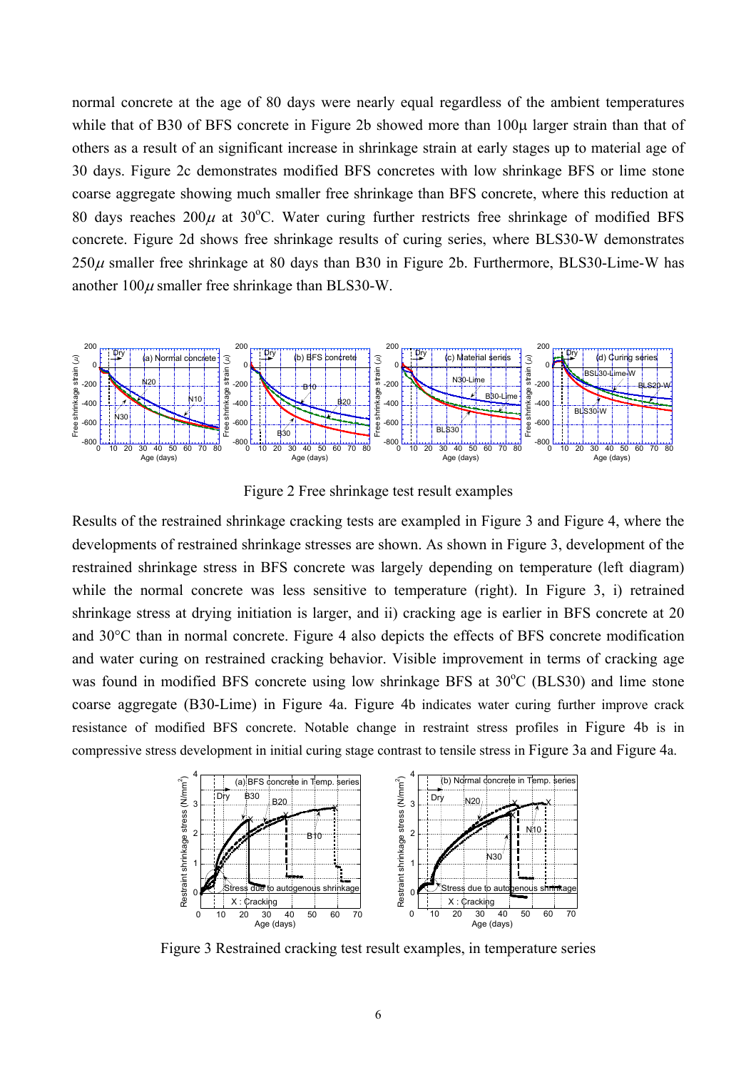normal concrete at the age of 80 days were nearly equal regardless of the ambient temperatures while that of B30 of BFS concrete in Figure 2b showed more than 100μ larger strain than that of others as a result of an significant increase in shrinkage strain at early stages up to material age of 30 days. Figure 2c demonstrates modified BFS concretes with low shrinkage BFS or lime stone coarse aggregate showing much smaller free shrinkage than BFS concrete, where this reduction at 80 days reaches $200\mu$ at 30°C. Water curing further restricts free shrinkage of modified BFS concrete. Figure 2d shows free shrinkage results of curing series, where BLS30-W demonstrates $250\mu$ smaller free shrinkage at 80 days than B30 in Figure 2b. Furthermore, BLS30-Lime-W has another $100\mu$ smaller free shrinkage than BLS30-W.

Figure 2 Free shrinkage test result examples

Results of the restrained shrinkage cracking tests are exampled in Figure 3 and Figure 4, where the developments of restrained shrinkage stresses are shown. As shown in Figure 3, development of the restrained shrinkage stress in BFS concrete was largely depending on temperature (left diagram) while the normal concrete was less sensitive to temperature (right). In Figure 3, i) retrained shrinkage stress at drying initiation is larger, and ii) cracking age is earlier in BFS concrete at 20 and 30°C than in normal concrete. Figure 4 also depicts the effects of BFS concrete modification and water curing on restrained cracking behavior. Visible improvement in terms of cracking age was found in modified BFS concrete using low shrinkage BFS at 30°C (BLS30) and lime stone coarse aggregate (B30-Lime) in Figure 4a. Figure 4b indicates water curing further improve crack resistance of modified BFS concrete. Notable change in restraint stress profiles in Figure 4b is in compressive stress development in initial curing stage contrast to tensile stress in Figure 3a and Figure 4a.

Figure 3 Restrained cracking test result examples, in temperature series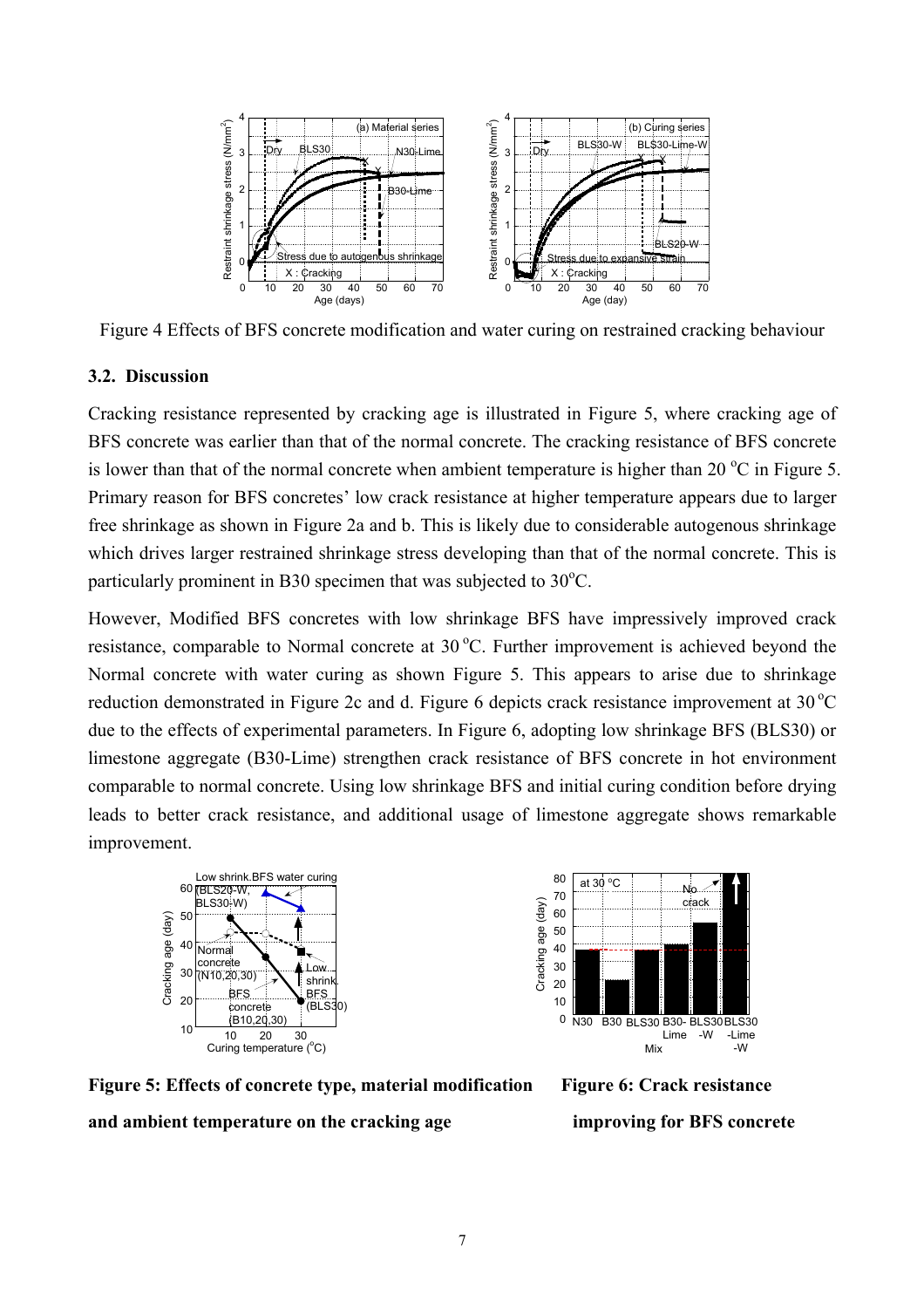Figure 4 Effects of BFS concrete modification and water curing on restrained cracking behaviour

### 3.2. Discussion

Cracking resistance represented by cracking age is illustrated in Figure 5, where cracking age of BFS concrete was earlier than that of the normal concrete. The cracking resistance of BFS concrete is lower than that of the normal concrete when ambient temperature is higher than 20 °C in Figure 5. Primary reason for BFS concretes' low crack resistance at higher temperature appears due to larger free shrinkage as shown in Figure 2a and b. This is likely due to considerable autogenous shrinkage which drives larger restrained shrinkage stress developing than that of the normal concrete. This is particularly prominent in B30 specimen that was subjected to 30°C.

However, Modified BFS concretes with low shrinkage BFS have impressively improved crack resistance, comparable to Normal concrete at 30 °C. Further improvement is achieved beyond the Normal concrete with water curing as shown Figure 5. This appears to arise due to shrinkage reduction demonstrated in Figure 2c and d. Figure 6 depicts crack resistance improvement at 30 °C due to the effects of experimental parameters. In Figure 6, adopting low shrinkage BFS (BLS30) or limestone aggregate (B30-Lime) strengthen crack resistance of BFS concrete in hot environment comparable to normal concrete. Using low shrinkage BFS and initial curing condition before drying leads to better crack resistance, and additional usage of limestone aggregate shows remarkable improvement.

**Figure 5: Effects of concrete type, material modification and ambient temperature on the cracking age**

**Figure 6: Crack resistance improving for BFS concrete**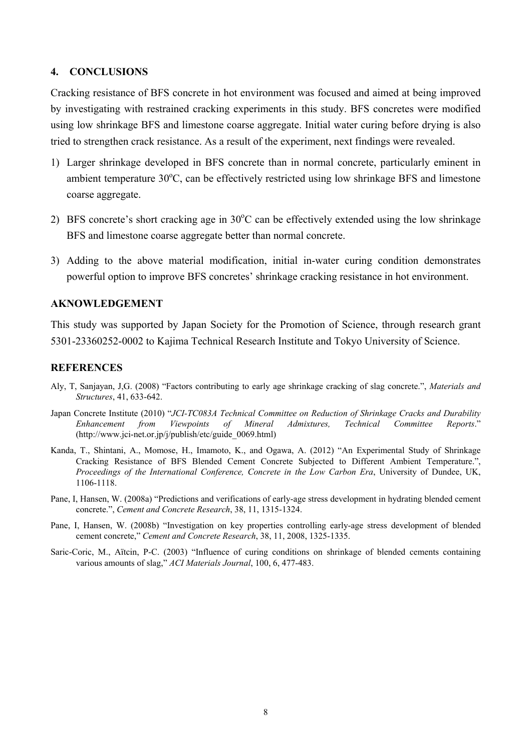## 4. CONCLUSIONS

Cracking resistance of BFS concrete in hot environment was focused and aimed at being improved by investigating with restrained cracking experiments in this study. BFS concretes were modified using low shrinkage BFS and limestone coarse aggregate. Initial water curing before drying is also tried to strengthen crack resistance. As a result of the experiment, next findings were revealed.

1) Larger shrinkage developed in BFS concrete than in normal concrete, particularly eminent in ambient temperature 30$^{o}$C, can be effectively restricted using low shrinkage BFS and limestone coarse aggregate.

2) BFS concrete's short cracking age in 30$^{o}$C can be effectively extended using the low shrinkage BFS and limestone coarse aggregate better than normal concrete.

3) Adding to the above material modification, initial in-water curing condition demonstrates powerful option to improve BFS concretes' shrinkage cracking resistance in hot environment.

## AKNOWLEDGEMENT

This study was supported by Japan Society for the Promotion of Science, through research grant 5301-23360252-0002 to Kajima Technical Research Institute and Tokyo University of Science.

## REFERENCES

Aly, T, Sanjayan, J,G. (2008) "Factors contributing to early age shrinkage cracking of slag concrete.", *Materials and Structures*, 41, 633-642.

Japan Concrete Institute (2010) "*JCI-TC083A Technical Committee on Reduction of Shrinkage Cracks and Durability Enhancement from Viewpoints of Mineral Admixtures, Technical Committee Reports*." (http://www.jci-net.or.jp/j/publish/etc/guide_0069.html)

Kanda, T., Shintani, A., Momose, H., Imamoto, K., and Ogawa, A. (2012) "An Experimental Study of Shrinkage Cracking Resistance of BFS Blended Cement Concrete Subjected to Different Ambient Temperature.", *Proceedings of the International Conference, Concrete in the Low Carbon Era*, University of Dundee, UK, 1106-1118.

Pane, I, Hansen, W. (2008a) "Predictions and verifications of early-age stress development in hydrating blended cement concrete.", *Cement and Concrete Research*, 38, 11, 1315-1324.

Pane, I, Hansen, W. (2008b) "Investigation on key properties controlling early-age stress development of blended cement concrete," *Cement and Concrete Research*, 38, 11, 2008, 1325-1335.

Saric-Coric, M., Aïtcin, P-C. (2003) "Influence of curing conditions on shrinkage of blended cements containing various amounts of slag," *ACI Materials Journal*, 100, 6, 477-483.